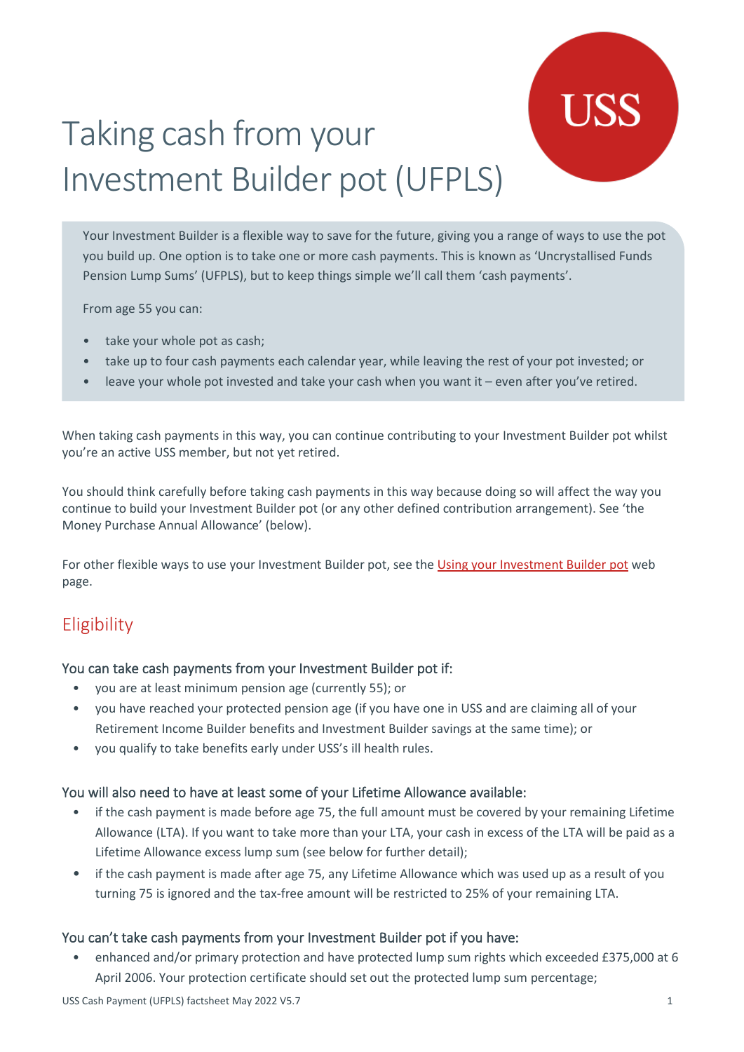// USS

# Taking cash from your Investment Builder pot (UFPLS)

Your Investment Builder is a flexible way to save for the future, giving you a range of ways to use the pot you build up. One option is to take one or more cash payments. This is known as 'Uncrystallised Funds Pension Lump Sums' (UFPLS), but to keep things simple we'll call them 'cash payments'.

From age 55 you can:

- take your whole pot as cash;
- take up to four cash payments each calendar year, while leaving the rest of your pot invested; or
- leave your whole pot invested and take your cash when you want it – even after you've retired.

When taking cash payments in this way, you can continue contributing to your Investment Builder pot whilst you're an active USS member, but not yet retired.

You should think carefully before taking cash payments in this way because doing so will affect the way you continue to build your Investment Builder pot (or any other defined contribution arrangement). See 'the Money Purchase Annual Allowance' (below).

For other flexible ways to use your Investment Builder pot, see the Using your Investment Builder pot web page.

## Eligibility

### You can take cash payments from your Investment Builder pot if:

- you are at least minimum pension age (currently 55); or
- you have reached your protected pension age (if you have one in USS and are claiming all of your Retirement Income Builder benefits and Investment Builder savings at the same time); or
- you qualify to take benefits early under USS's ill health rules.

### You will also need to have at least some of your Lifetime Allowance available:

- if the cash payment is made before age 75, the full amount must be covered by your remaining Lifetime Allowance (LTA). If you want to take more than your LTA, your cash in excess of the LTA will be paid as a Lifetime Allowance excess lump sum (see below for further detail);
- if the cash payment is made after age 75, any Lifetime Allowance which was used up as a result of you turning 75 is ignored and the tax-free amount will be restricted to 25% of your remaining LTA.

### You can't take cash payments from your Investment Builder pot if you have:

- enhanced and/or primary protection and have protected lump sum rights which exceeded £375,000 at 6 April 2006. Your protection certificate should set out the protected lump sum percentage;

USS Cash Payment (UFPLS) factsheet May 2022 V5.7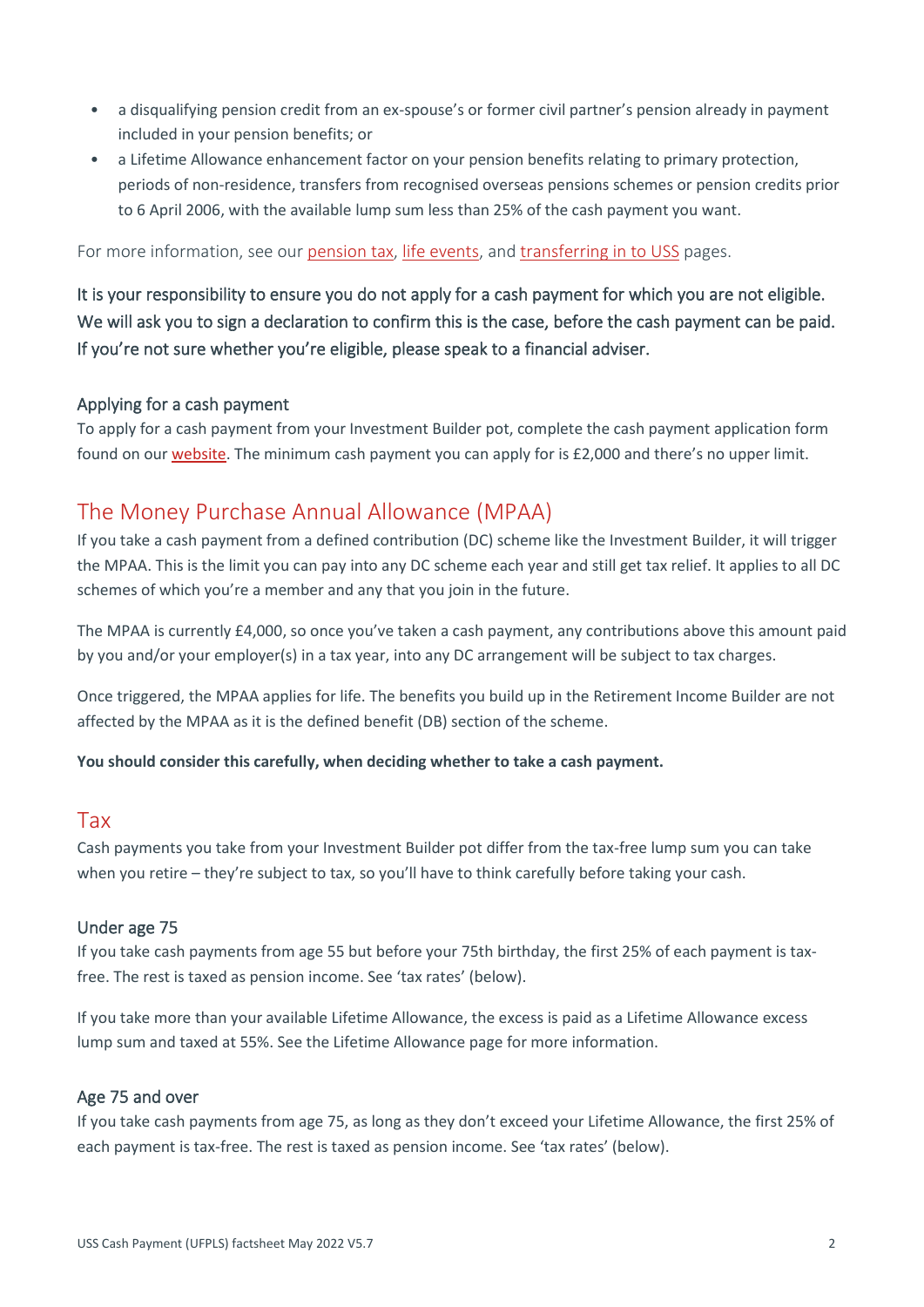- a disqualifying pension credit from an ex-spouse's or former civil partner's pension already in payment included in your pension benefits; or
- a Lifetime Allowance enhancement factor on your pension benefits relating to primary protection, periods of non-residence, transfers from recognised overseas pensions schemes or pension credits prior to 6 April 2006, with the available lump sum less than 25% of the cash payment you want.

For more information, see our pension tax, life events, and transferring in to USS pages.

It is your responsibility to ensure you do not apply for a cash payment for which you are not eligible. We will ask you to sign a declaration to confirm this is the case, before the cash payment can be paid. If you're not sure whether you're eligible, please speak to a financial adviser.

### Applying for a cash payment

To apply for a cash payment from your Investment Builder pot, complete the cash payment application form found on our website. The minimum cash payment you can apply for is £2,000 and there's no upper limit.

## The Money Purchase Annual Allowance (MPAA)

If you take a cash payment from a defined contribution (DC) scheme like the Investment Builder, it will trigger the MPAA. This is the limit you can pay into any DC scheme each year and still get tax relief. It applies to all DC schemes of which you're a member and any that you join in the future.

The MPAA is currently £4,000, so once you've taken a cash payment, any contributions above this amount paid by you and/or your employer(s) in a tax year, into any DC arrangement will be subject to tax charges.

Once triggered, the MPAA applies for life. The benefits you build up in the Retirement Income Builder are not affected by the MPAA as it is the defined benefit (DB) section of the scheme.

**You should consider this carefully, when deciding whether to take a cash payment.**

## Tax

Cash payments you take from your Investment Builder pot differ from the tax-free lump sum you can take when you retire – they're subject to tax, so you'll have to think carefully before taking your cash.

### Under age 75

If you take cash payments from age 55 but before your 75th birthday, the first 25% of each payment is tax-free. The rest is taxed as pension income. See 'tax rates' (below).

If you take more than your available Lifetime Allowance, the excess is paid as a Lifetime Allowance excess lump sum and taxed at 55%. See the Lifetime Allowance page for more information.

### Age 75 and over

If you take cash payments from age 75, as long as they don't exceed your Lifetime Allowance, the first 25% of each payment is tax-free. The rest is taxed as pension income. See 'tax rates' (below).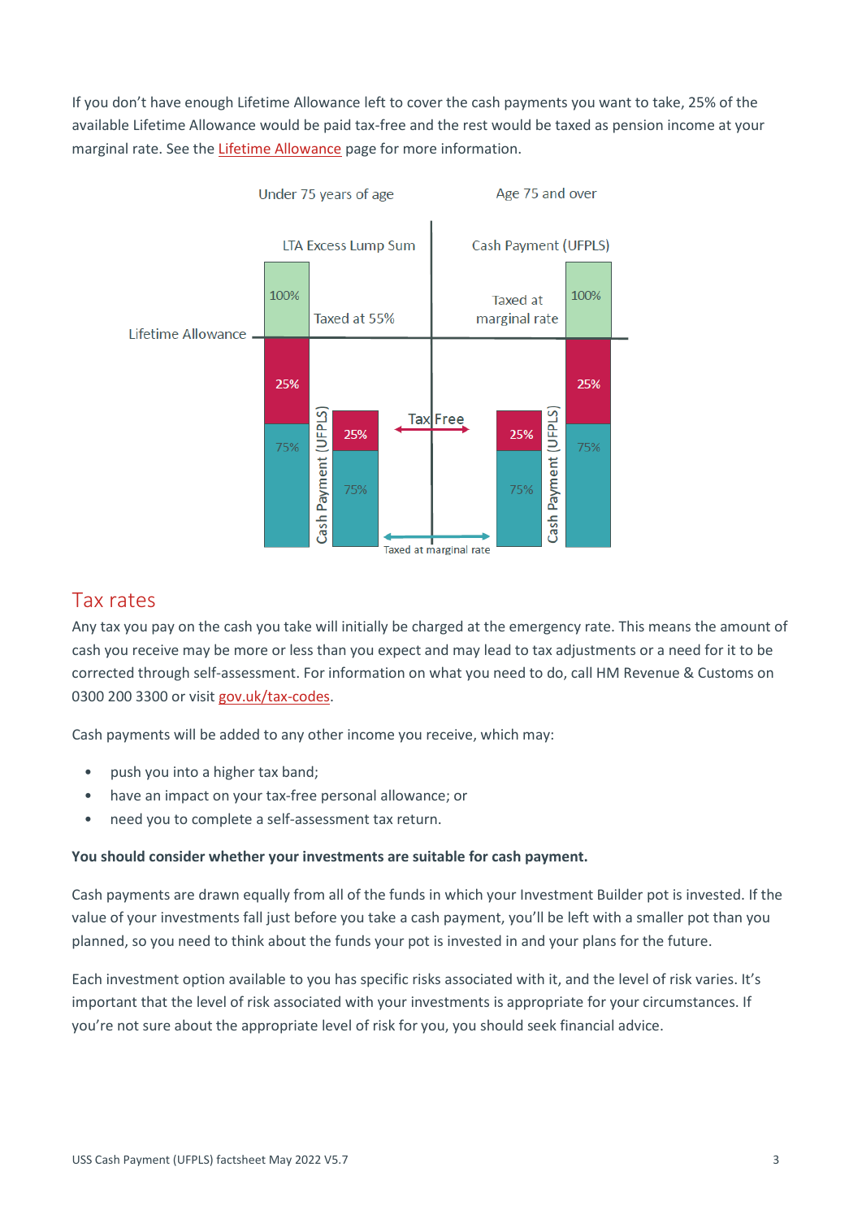If you don't have enough Lifetime Allowance left to cover the cash payments you want to take, 25% of the available Lifetime Allowance would be paid tax-free and the rest would be taxed as pension income at your marginal rate. See the Lifetime Allowance page for more information.

Under 75 years of age

Age 75 and over

LTA Excess Lump Sum

Cash Payment (UFPLS)

100%

Taxed at 55%

Taxed at marginal rate

100%

Lifetime Allowance

25%

25%

Cash Payment (UFPLS)

25%

Tax Free

25%

Cash Payment (UFPLS)

75%

75%

75%

75%

Taxed at marginal rate

## Tax rates

Any tax you pay on the cash you take will initially be charged at the emergency rate. This means the amount of cash you receive may be more or less than you expect and may lead to tax adjustments or a need for it to be corrected through self-assessment. For information on what you need to do, call HM Revenue & Customs on 0300 200 3300 or visit gov.uk/tax-codes.

Cash payments will be added to any other income you receive, which may:

- push you into a higher tax band;
- have an impact on your tax-free personal allowance; or
- need you to complete a self-assessment tax return.

**You should consider whether your investments are suitable for cash payment.**

Cash payments are drawn equally from all of the funds in which your Investment Builder pot is invested. If the value of your investments fall just before you take a cash payment, you'll be left with a smaller pot than you planned, so you need to think about the funds your pot is invested in and your plans for the future.

Each investment option available to you has specific risks associated with it, and the level of risk varies. It's important that the level of risk associated with your investments is appropriate for your circumstances. If you're not sure about the appropriate level of risk for you, you should seek financial advice.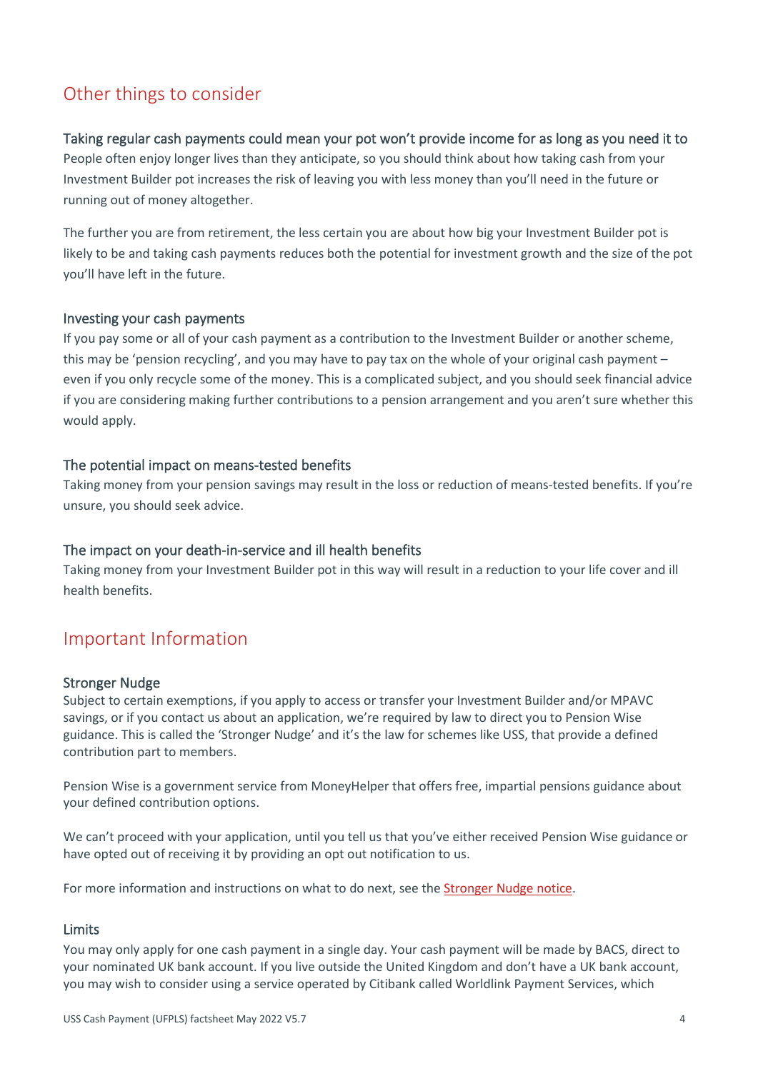## Other things to consider

### Taking regular cash payments could mean your pot won't provide income for as long as you need it to

People often enjoy longer lives than they anticipate, so you should think about how taking cash from your Investment Builder pot increases the risk of leaving you with less money than you'll need in the future or running out of money altogether.

The further you are from retirement, the less certain you are about how big your Investment Builder pot is likely to be and taking cash payments reduces both the potential for investment growth and the size of the pot you'll have left in the future.

### Investing your cash payments

If you pay some or all of your cash payment as a contribution to the Investment Builder or another scheme, this may be 'pension recycling', and you may have to pay tax on the whole of your original cash payment – even if you only recycle some of the money. This is a complicated subject, and you should seek financial advice if you are considering making further contributions to a pension arrangement and you aren't sure whether this would apply.

### The potential impact on means-tested benefits

Taking money from your pension savings may result in the loss or reduction of means-tested benefits. If you're unsure, you should seek advice.

### The impact on your death-in-service and ill health benefits

Taking money from your Investment Builder pot in this way will result in a reduction to your life cover and ill health benefits.

## Important Information

### Stronger Nudge

Subject to certain exemptions, if you apply to access or transfer your Investment Builder and/or MPAVC savings, or if you contact us about an application, we're required by law to direct you to Pension Wise guidance. This is called the 'Stronger Nudge' and it's the law for schemes like USS, that provide a defined contribution part to members.

Pension Wise is a government service from MoneyHelper that offers free, impartial pensions guidance about your defined contribution options.

We can't proceed with your application, until you tell us that you've either received Pension Wise guidance or have opted out of receiving it by providing an opt out notification to us.

For more information and instructions on what to do next, see the Stronger Nudge notice.

### Limits

You may only apply for one cash payment in a single day. Your cash payment will be made by BACS, direct to your nominated UK bank account. If you live outside the United Kingdom and don't have a UK bank account, you may wish to consider using a service operated by Citibank called Worldlink Payment Services, which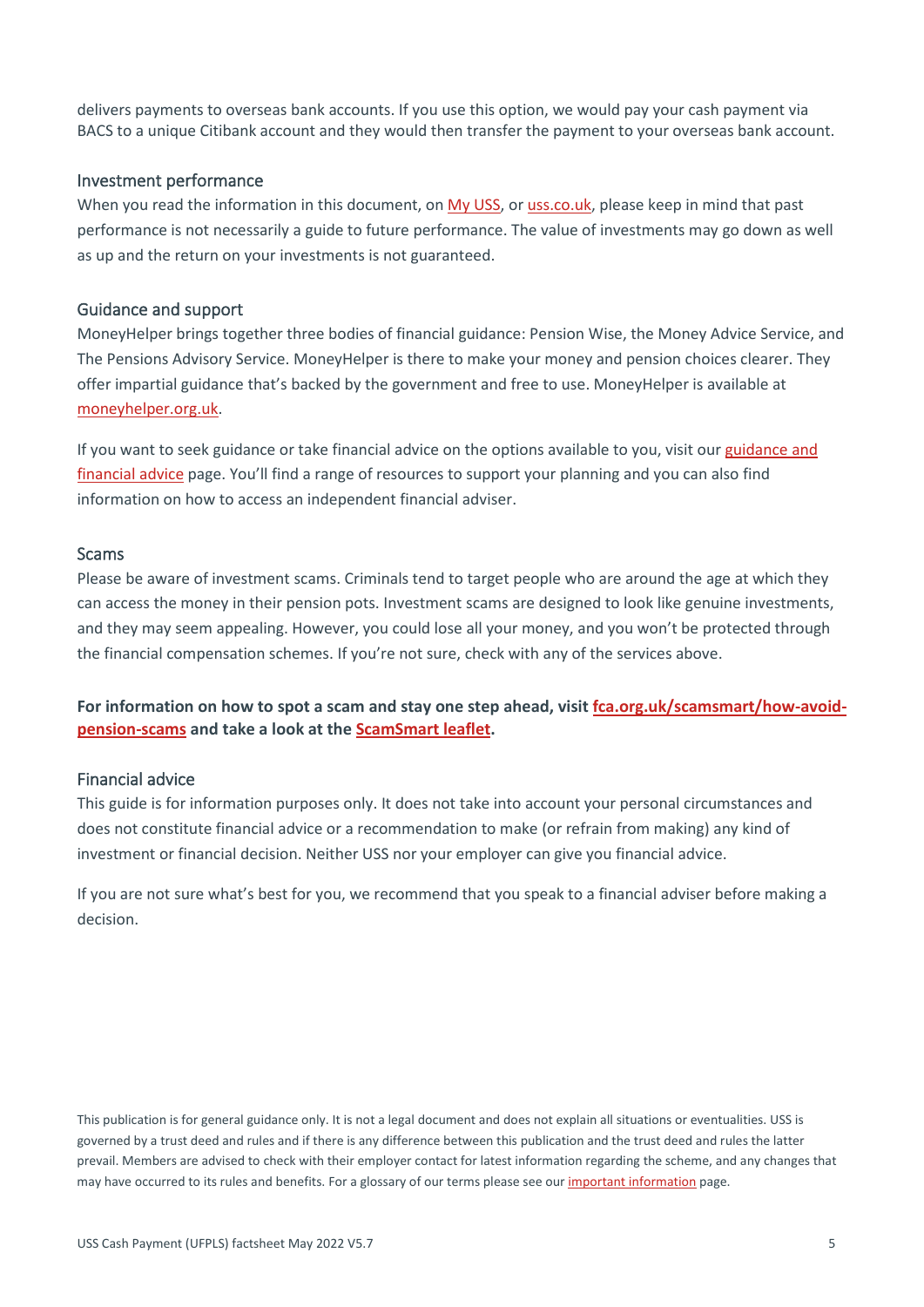delivers payments to overseas bank accounts. If you use this option, we would pay your cash payment via BACS to a unique Citibank account and they would then transfer the payment to your overseas bank account.

## Investment performance

When you read the information in this document, on My USS, or uss.co.uk, please keep in mind that past performance is not necessarily a guide to future performance. The value of investments may go down as well as up and the return on your investments is not guaranteed.

## Guidance and support

MoneyHelper brings together three bodies of financial guidance: Pension Wise, the Money Advice Service, and The Pensions Advisory Service. MoneyHelper is there to make your money and pension choices clearer. They offer impartial guidance that's backed by the government and free to use. MoneyHelper is available at moneyhelper.org.uk.

If you want to seek guidance or take financial advice on the options available to you, visit our guidance and financial advice page. You'll find a range of resources to support your planning and you can also find information on how to access an independent financial adviser.

## Scams

Please be aware of investment scams. Criminals tend to target people who are around the age at which they can access the money in their pension pots. Investment scams are designed to look like genuine investments, and they may seem appealing. However, you could lose all your money, and you won't be protected through the financial compensation schemes. If you're not sure, check with any of the services above.

**For information on how to spot a scam and stay one step ahead, visit fca.org.uk/scamsmart/how-avoid-pension-scams and take a look at the ScamSmart leaflet.**

## Financial advice

This guide is for information purposes only. It does not take into account your personal circumstances and does not constitute financial advice or a recommendation to make (or refrain from making) any kind of investment or financial decision. Neither USS nor your employer can give you financial advice.

If you are not sure what's best for you, we recommend that you speak to a financial adviser before making a decision.

This publication is for general guidance only. It is not a legal document and does not explain all situations or eventualities. USS is governed by a trust deed and rules and if there is any difference between this publication and the trust deed and rules the latter prevail. Members are advised to check with their employer contact for latest information regarding the scheme, and any changes that may have occurred to its rules and benefits. For a glossary of our terms please see our important information page.

USS Cash Payment (UFPLS) factsheet May 2022 V5.7